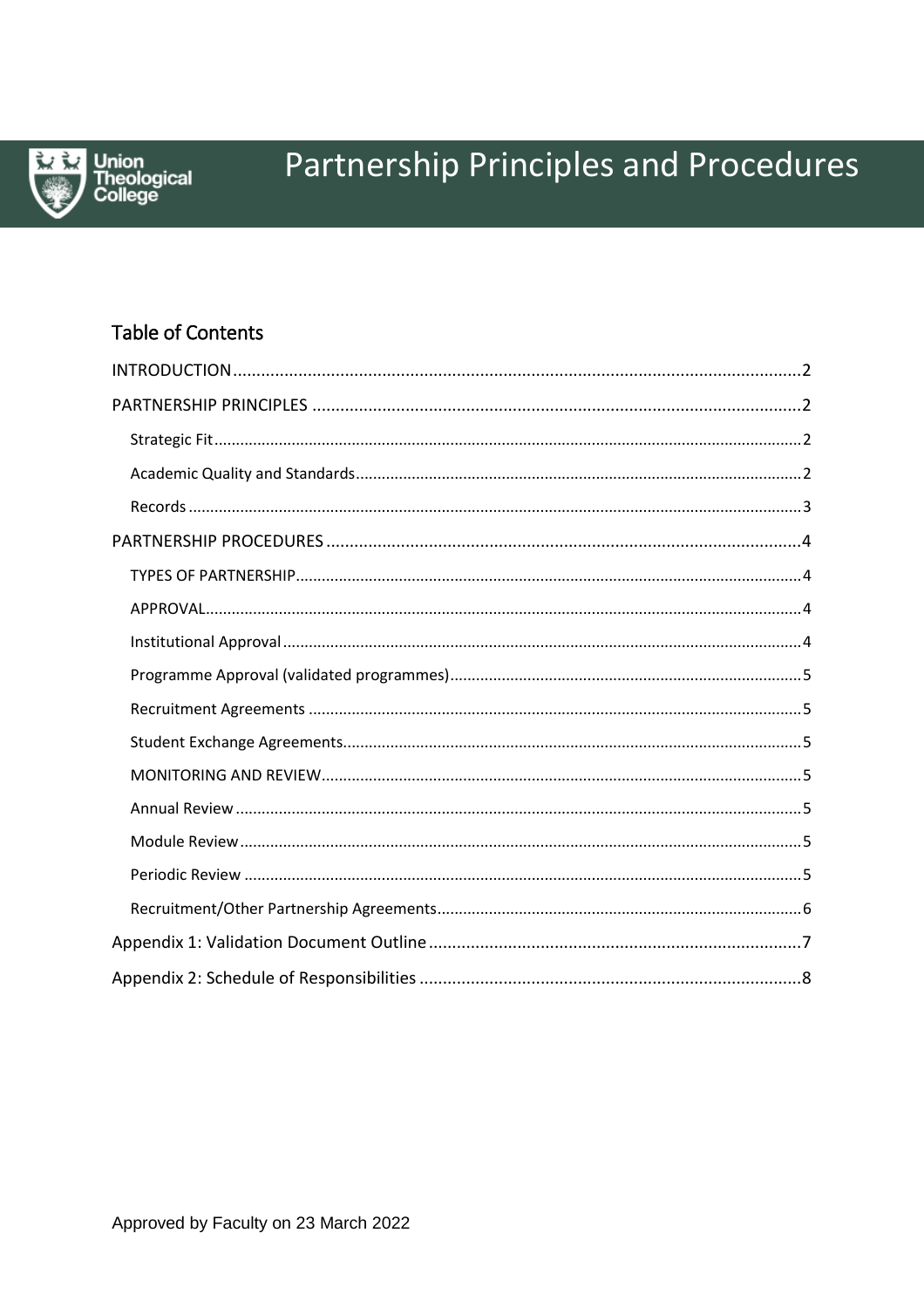Union Theological College

# Partnership Principles and Procedures

## Table of Contents

- INTRODUCTION ........ 2
- PARTNERSHIP PRINCIPLES ........ 2
  - Strategic Fit ........ 2
  - Academic Quality and Standards ........ 2
  - Records ........ 3
- PARTNERSHIP PROCEDURES ........ 4
  - TYPES OF PARTNERSHIP ........ 4
  - APPROVAL ........ 4
  - Institutional Approval ........ 4
  - Programme Approval (validated programmes) ........ 5
  - Recruitment Agreements ........ 5
  - Student Exchange Agreements ........ 5
  - MONITORING AND REVIEW ........ 5
  - Annual Review ........ 5
  - Module Review ........ 5
  - Periodic Review ........ 5
  - Recruitment/Other Partnership Agreements ........ 6
- Appendix 1: Validation Document Outline ........ 7
- Appendix 2: Schedule of Responsibilities ........ 8

Approved by Faculty on 23 March 2022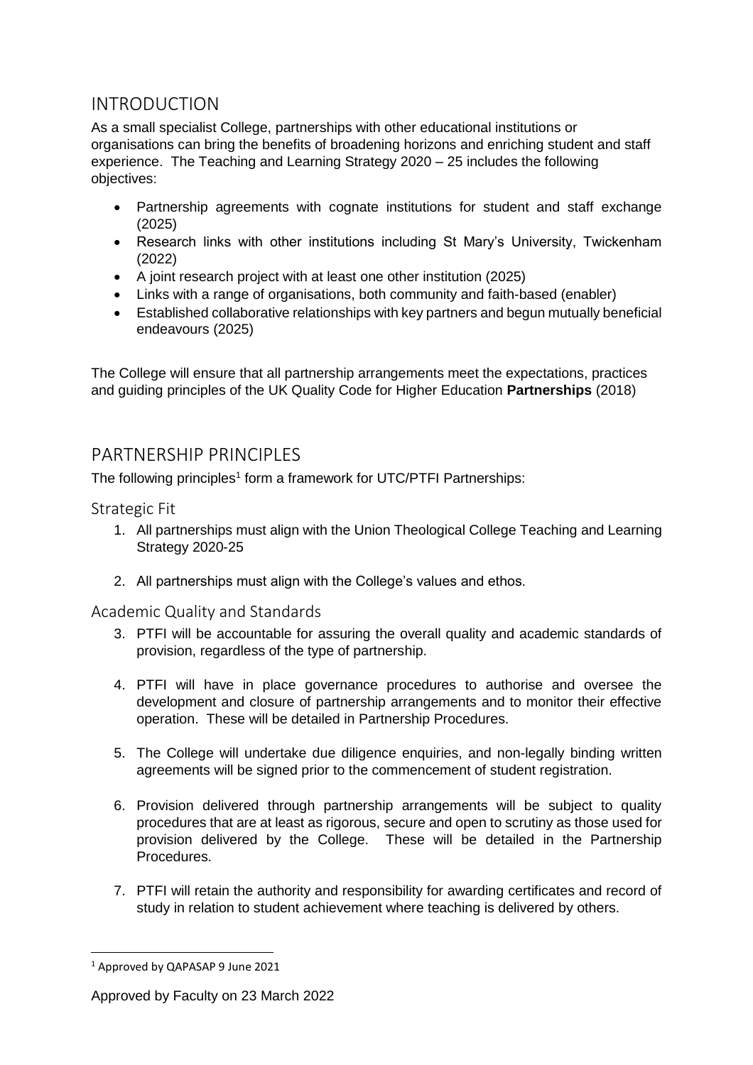## INTRODUCTION

As a small specialist College, partnerships with other educational institutions or organisations can bring the benefits of broadening horizons and enriching student and staff experience. The Teaching and Learning Strategy 2020 – 25 includes the following objectives:

- Partnership agreements with cognate institutions for student and staff exchange (2025)
- Research links with other institutions including St Mary's University, Twickenham (2022)
- A joint research project with at least one other institution (2025)
- Links with a range of organisations, both community and faith-based (enabler)
- Established collaborative relationships with key partners and begun mutually beneficial endeavours (2025)

The College will ensure that all partnership arrangements meet the expectations, practices and guiding principles of the UK Quality Code for Higher Education **Partnerships** (2018)

## PARTNERSHIP PRINCIPLES

The following principles[1] form a framework for UTC/PTFI Partnerships:

### Strategic Fit

1. All partnerships must align with the Union Theological College Teaching and Learning Strategy 2020-25

2. All partnerships must align with the College's values and ethos.

### Academic Quality and Standards

3. PTFI will be accountable for assuring the overall quality and academic standards of provision, regardless of the type of partnership.

4. PTFI will have in place governance procedures to authorise and oversee the development and closure of partnership arrangements and to monitor their effective operation. These will be detailed in Partnership Procedures.

5. The College will undertake due diligence enquiries, and non-legally binding written agreements will be signed prior to the commencement of student registration.

6. Provision delivered through partnership arrangements will be subject to quality procedures that are at least as rigorous, secure and open to scrutiny as those used for provision delivered by the College. These will be detailed in the Partnership Procedures.

7. PTFI will retain the authority and responsibility for awarding certificates and record of study in relation to student achievement where teaching is delivered by others.

[1] Approved by QAPASAP 9 June 2021

Approved by Faculty on 23 March 2022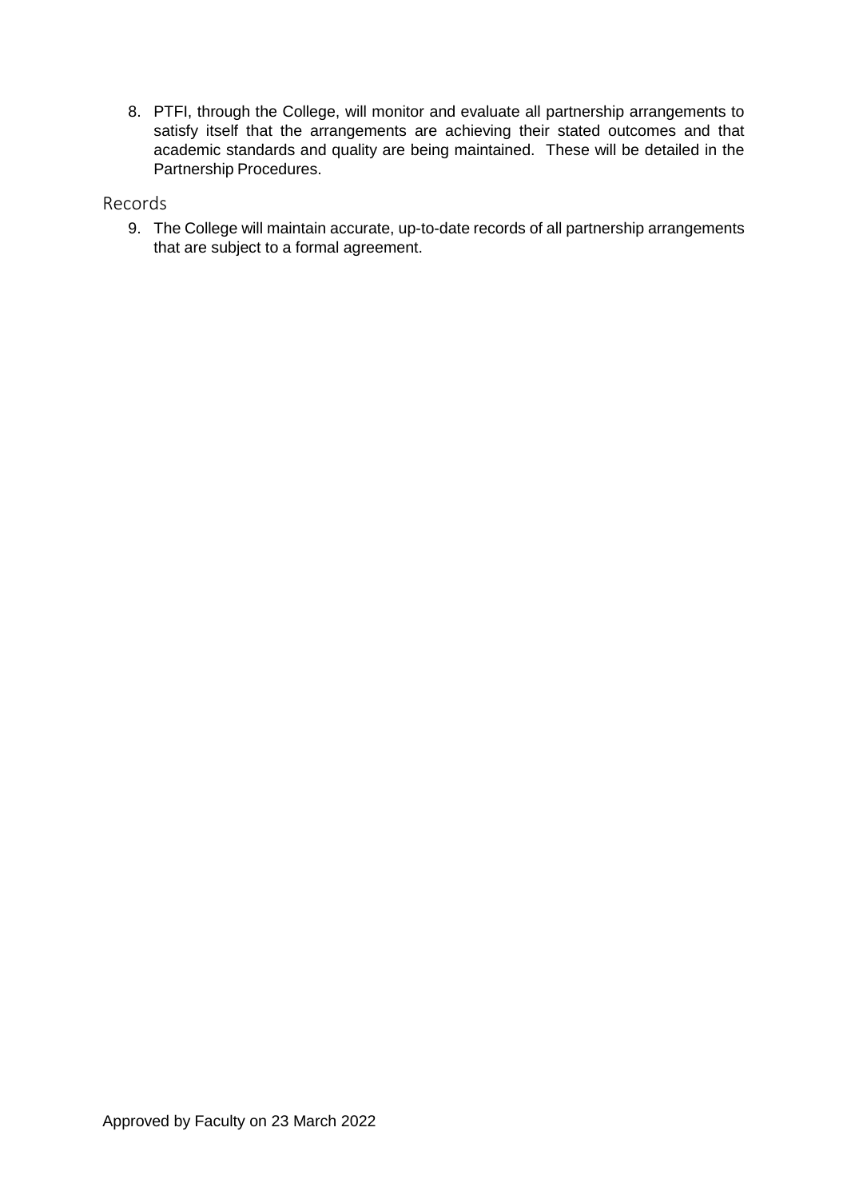8. PTFI, through the College, will monitor and evaluate all partnership arrangements to satisfy itself that the arrangements are achieving their stated outcomes and that academic standards and quality are being maintained. These will be detailed in the Partnership Procedures.

## Records

9. The College will maintain accurate, up-to-date records of all partnership arrangements that are subject to a formal agreement.

Approved by Faculty on 23 March 2022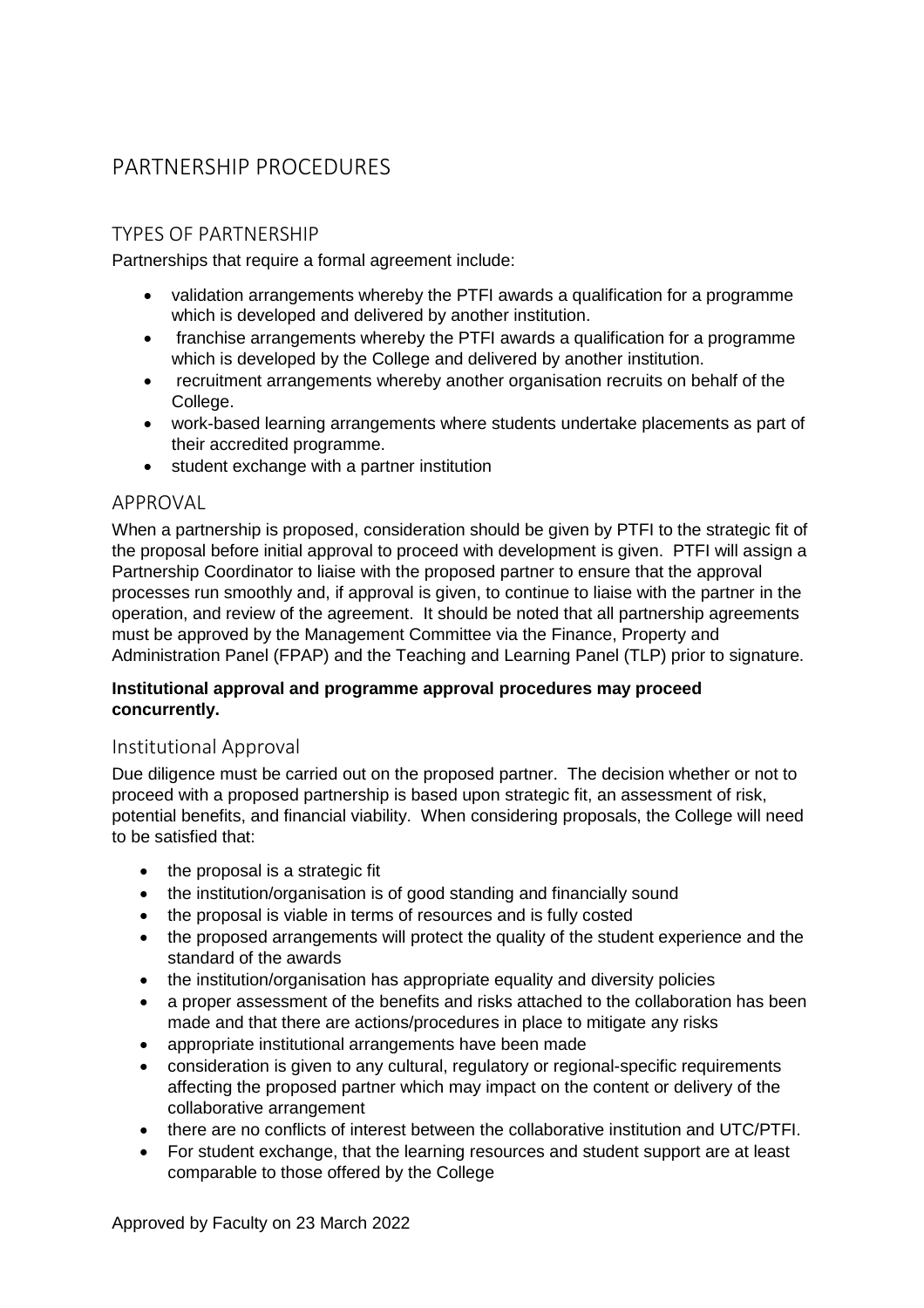# PARTNERSHIP PROCEDURES

## TYPES OF PARTNERSHIP

Partnerships that require a formal agreement include:

- validation arrangements whereby the PTFI awards a qualification for a programme which is developed and delivered by another institution.
- franchise arrangements whereby the PTFI awards a qualification for a programme which is developed by the College and delivered by another institution.
- recruitment arrangements whereby another organisation recruits on behalf of the College.
- work-based learning arrangements where students undertake placements as part of their accredited programme.
- student exchange with a partner institution

## APPROVAL

When a partnership is proposed, consideration should be given by PTFI to the strategic fit of the proposal before initial approval to proceed with development is given. PTFI will assign a Partnership Coordinator to liaise with the proposed partner to ensure that the approval processes run smoothly and, if approval is given, to continue to liaise with the partner in the operation, and review of the agreement. It should be noted that all partnership agreements must be approved by the Management Committee via the Finance, Property and Administration Panel (FPAP) and the Teaching and Learning Panel (TLP) prior to signature.

**Institutional approval and programme approval procedures may proceed concurrently.**

### Institutional Approval

Due diligence must be carried out on the proposed partner. The decision whether or not to proceed with a proposed partnership is based upon strategic fit, an assessment of risk, potential benefits, and financial viability. When considering proposals, the College will need to be satisfied that:

- the proposal is a strategic fit
- the institution/organisation is of good standing and financially sound
- the proposal is viable in terms of resources and is fully costed
- the proposed arrangements will protect the quality of the student experience and the standard of the awards
- the institution/organisation has appropriate equality and diversity policies
- a proper assessment of the benefits and risks attached to the collaboration has been made and that there are actions/procedures in place to mitigate any risks
- appropriate institutional arrangements have been made
- consideration is given to any cultural, regulatory or regional-specific requirements affecting the proposed partner which may impact on the content or delivery of the collaborative arrangement
- there are no conflicts of interest between the collaborative institution and UTC/PTFI.
- For student exchange, that the learning resources and student support are at least comparable to those offered by the College

Approved by Faculty on 23 March 2022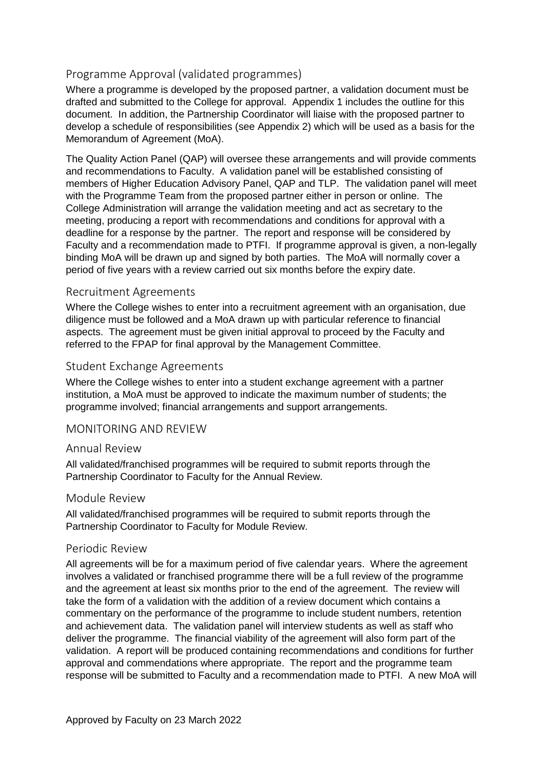### Programme Approval (validated programmes)

Where a programme is developed by the proposed partner, a validation document must be drafted and submitted to the College for approval. Appendix 1 includes the outline for this document. In addition, the Partnership Coordinator will liaise with the proposed partner to develop a schedule of responsibilities (see Appendix 2) which will be used as a basis for the Memorandum of Agreement (MoA).

The Quality Action Panel (QAP) will oversee these arrangements and will provide comments and recommendations to Faculty. A validation panel will be established consisting of members of Higher Education Advisory Panel, QAP and TLP. The validation panel will meet with the Programme Team from the proposed partner either in person or online. The College Administration will arrange the validation meeting and act as secretary to the meeting, producing a report with recommendations and conditions for approval with a deadline for a response by the partner. The report and response will be considered by Faculty and a recommendation made to PTFI. If programme approval is given, a non-legally binding MoA will be drawn up and signed by both parties. The MoA will normally cover a period of five years with a review carried out six months before the expiry date.

### Recruitment Agreements

Where the College wishes to enter into a recruitment agreement with an organisation, due diligence must be followed and a MoA drawn up with particular reference to financial aspects. The agreement must be given initial approval to proceed by the Faculty and referred to the FPAP for final approval by the Management Committee.

### Student Exchange Agreements

Where the College wishes to enter into a student exchange agreement with a partner institution, a MoA must be approved to indicate the maximum number of students; the programme involved; financial arrangements and support arrangements.

## MONITORING AND REVIEW

### Annual Review

All validated/franchised programmes will be required to submit reports through the Partnership Coordinator to Faculty for the Annual Review.

### Module Review

All validated/franchised programmes will be required to submit reports through the Partnership Coordinator to Faculty for Module Review.

### Periodic Review

All agreements will be for a maximum period of five calendar years. Where the agreement involves a validated or franchised programme there will be a full review of the programme and the agreement at least six months prior to the end of the agreement. The review will take the form of a validation with the addition of a review document which contains a commentary on the performance of the programme to include student numbers, retention and achievement data. The validation panel will interview students as well as staff who deliver the programme. The financial viability of the agreement will also form part of the validation. A report will be produced containing recommendations and conditions for further approval and commendations where appropriate. The report and the programme team response will be submitted to Faculty and a recommendation made to PTFI. A new MoA will

Approved by Faculty on 23 March 2022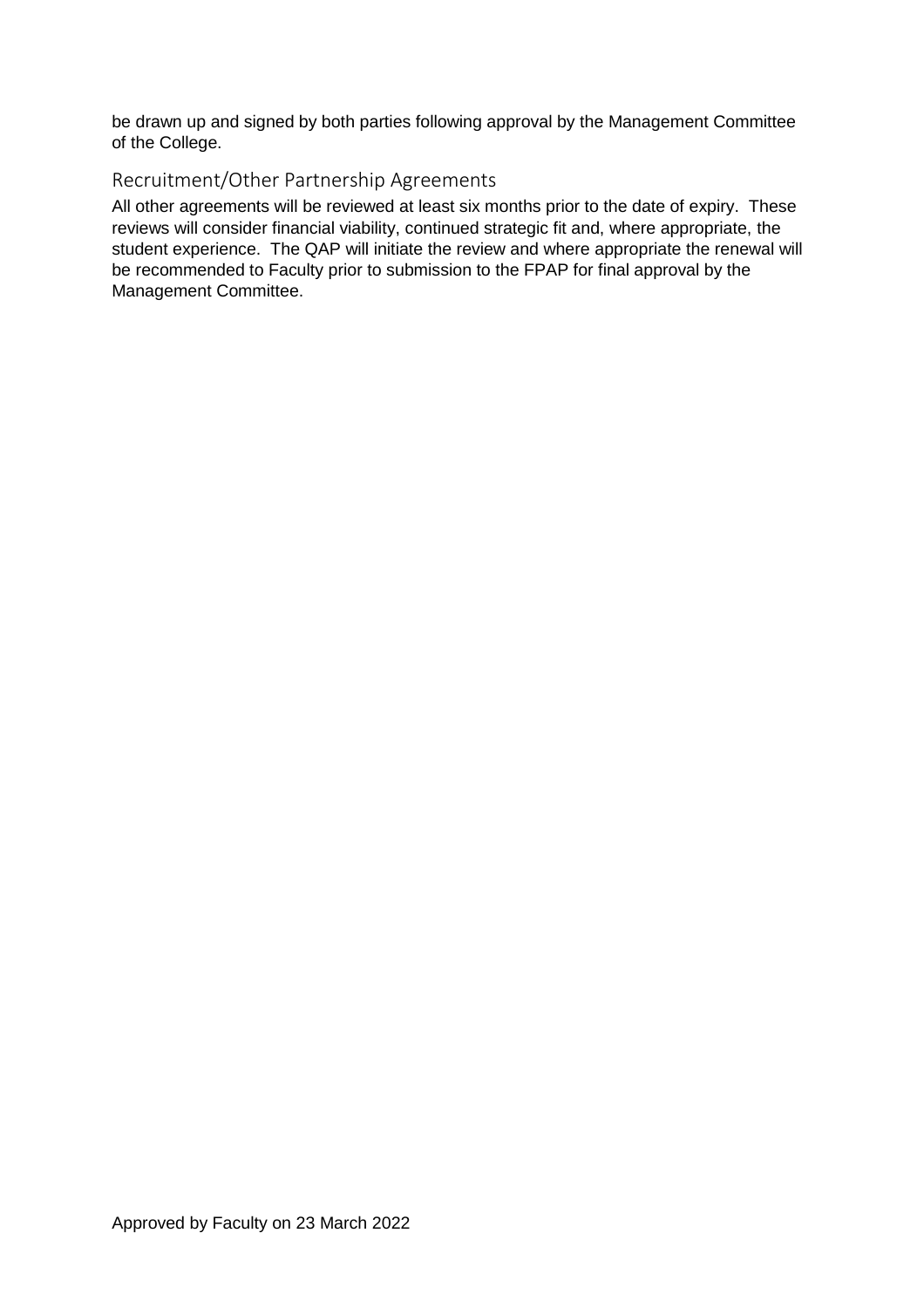be drawn up and signed by both parties following approval by the Management Committee of the College.

## Recruitment/Other Partnership Agreements

All other agreements will be reviewed at least six months prior to the date of expiry. These reviews will consider financial viability, continued strategic fit and, where appropriate, the student experience. The QAP will initiate the review and where appropriate the renewal will be recommended to Faculty prior to submission to the FPAP for final approval by the Management Committee.

Approved by Faculty on 23 March 2022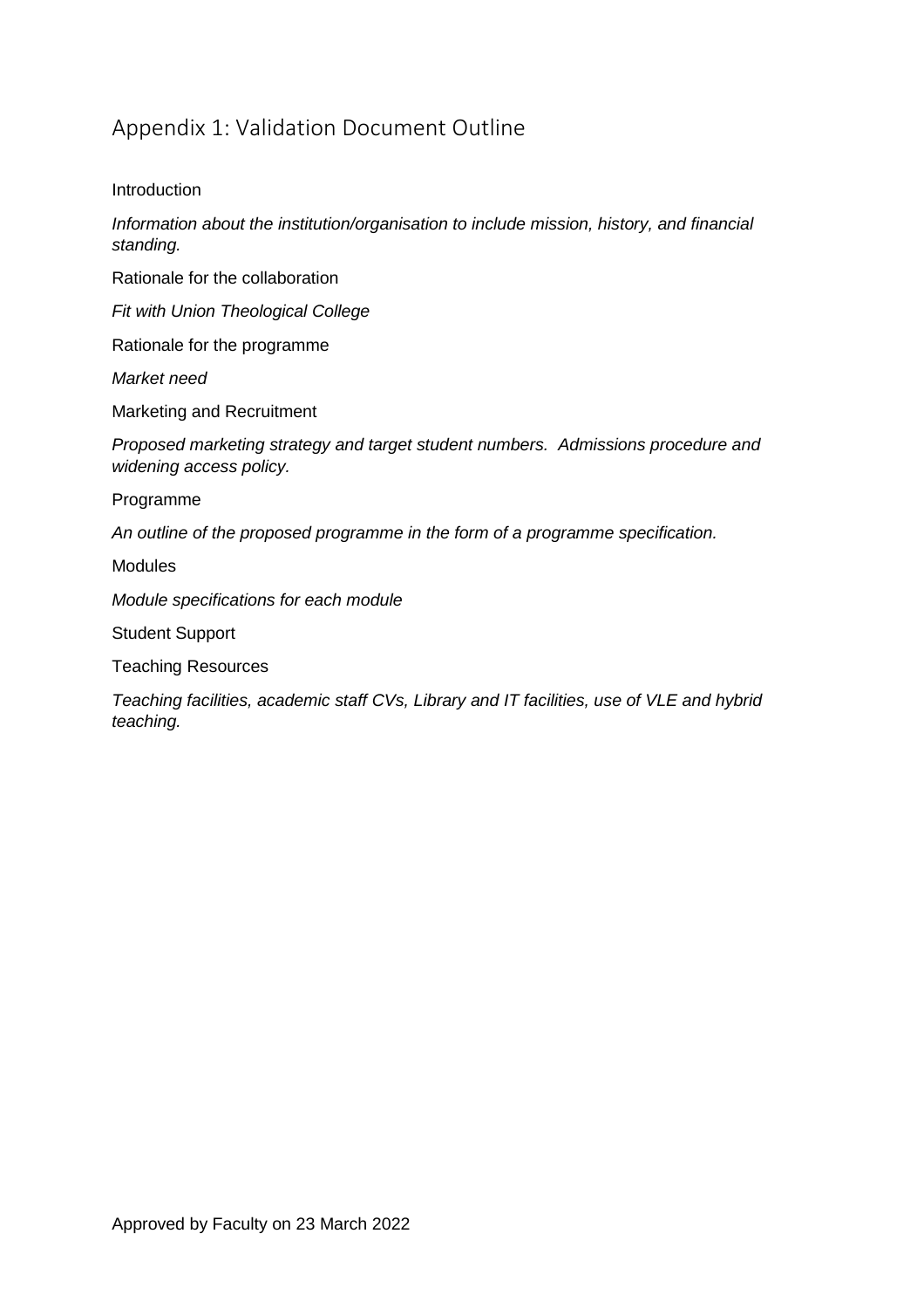## Appendix 1: Validation Document Outline

Introduction

*Information about the institution/organisation to include mission, history, and financial standing.*

Rationale for the collaboration

*Fit with Union Theological College*

Rationale for the programme

*Market need*

Marketing and Recruitment

*Proposed marketing strategy and target student numbers. Admissions procedure and widening access policy.*

Programme

*An outline of the proposed programme in the form of a programme specification.*

Modules

*Module specifications for each module*

Student Support

Teaching Resources

*Teaching facilities, academic staff CVs, Library and IT facilities, use of VLE and hybrid teaching.*

Approved by Faculty on 23 March 2022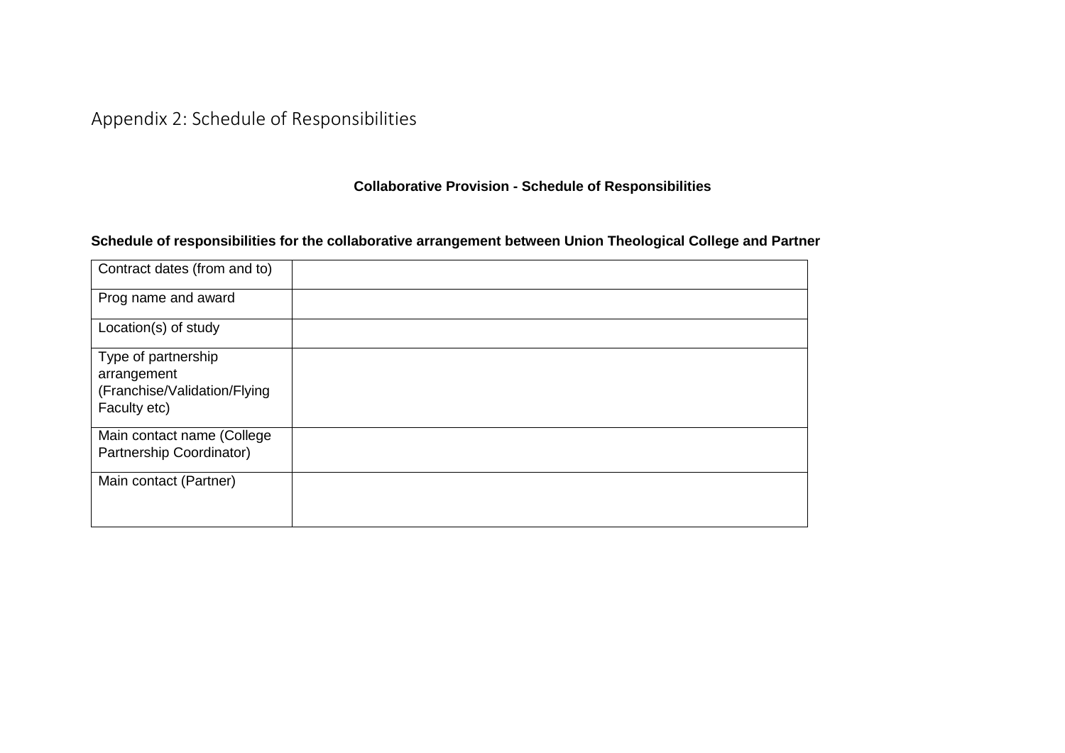# Appendix 2: Schedule of Responsibilities

**Collaborative Provision - Schedule of Responsibilities**

**Schedule of responsibilities for the collaborative arrangement between Union Theological College and Partner**

| Contract dates (from and to) | |
|---|---|
| Prog name and award | |
| Location(s) of study | |
| Type of partnership arrangement (Franchise/Validation/Flying Faculty etc) | |
| Main contact name (College Partnership Coordinator) | |
| Main contact (Partner) | |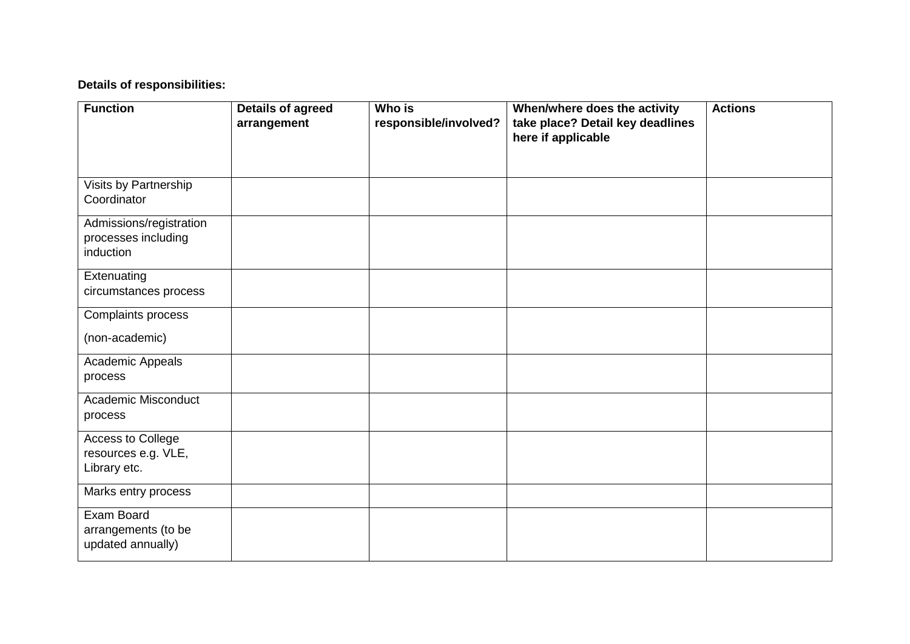**Details of responsibilities:**

| Function | Details of agreed arrangement | Who is responsible/involved? | When/where does the activity take place? Detail key deadlines here if applicable | Actions |
|---|---|---|---|---|
| Visits by Partnership Coordinator | | | | |
| Admissions/registration processes including induction | | | | |
| Extenuating circumstances process | | | | |
| Complaints process (non-academic) | | | | |
| Academic Appeals process | | | | |
| Academic Misconduct process | | | | |
| Access to College resources e.g. VLE, Library etc. | | | | |
| Marks entry process | | | | |
| Exam Board arrangements (to be updated annually) | | | | |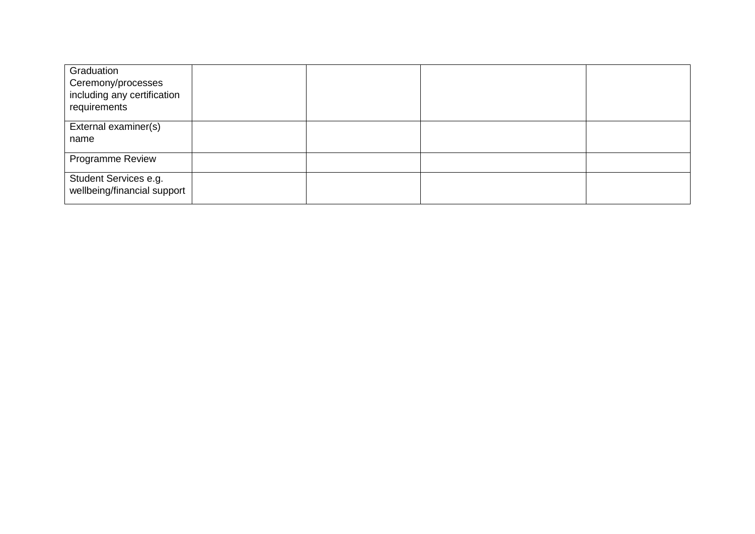| | | | | |
|---|---|---|---|---|
| Graduation Ceremony/processes including any certification requirements | | | | |
| External examiner(s) name | | | | |
| Programme Review | | | | |
| Student Services e.g. wellbeing/financial support | | | | |